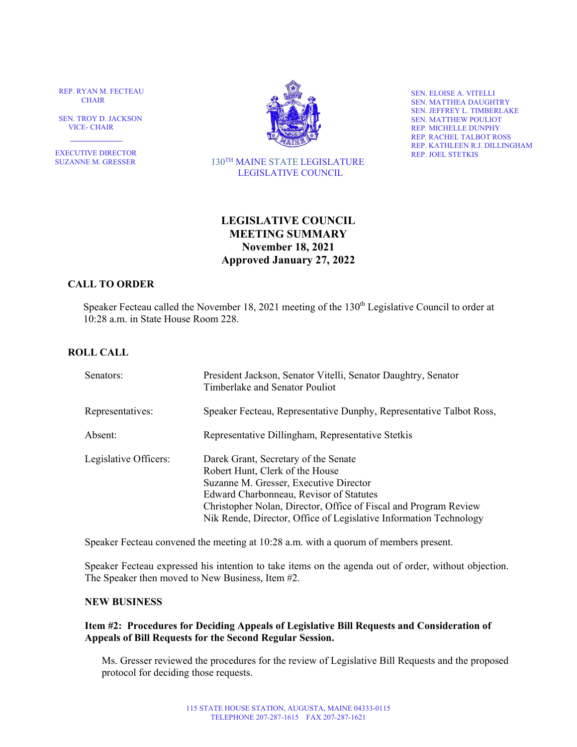REP. RYAN M. FECTEAU
CHAIR

SEN. TROY D. JACKSON
VICE- CHAIR

EXECUTIVE DIRECTOR
SUZANNE M. GRESSER

130TH MAINE STATE LEGISLATURE
LEGISLATIVE COUNCIL

SEN. ELOISE A. VITELLI
SEN. MATTHEA DAUGHTRY
SEN. JEFFREY L. TIMBERLAKE
SEN. MATTHEW POULIOT
REP. MICHELLE DUNPHY
REP. RACHEL TALBOT ROSS
REP. KATHLEEN R.J. DILLINGHAM
REP. JOEL STETKIS

# LEGISLATIVE COUNCIL MEETING SUMMARY
## November 18, 2021
## Approved January 27, 2022

### CALL TO ORDER

Speaker Fecteau called the November 18, 2021 meeting of the 130th Legislative Council to order at 10:28 a.m. in State House Room 228.

### ROLL CALL

| | |
|---|---|
| Senators: | President Jackson, Senator Vitelli, Senator Daughtry, Senator Timberlake and Senator Pouliot |
| Representatives: | Speaker Fecteau, Representative Dunphy, Representative Talbot Ross, |
| Absent: | Representative Dillingham, Representative Stetkis |
| Legislative Officers: | Darek Grant, Secretary of the Senate<br>Robert Hunt, Clerk of the House<br>Suzanne M. Gresser, Executive Director<br>Edward Charbonneau, Revisor of Statutes<br>Christopher Nolan, Director, Office of Fiscal and Program Review<br>Nik Rende, Director, Office of Legislative Information Technology |

Speaker Fecteau convened the meeting at 10:28 a.m. with a quorum of members present.

Speaker Fecteau expressed his intention to take items on the agenda out of order, without objection. The Speaker then moved to New Business, Item #2.

### NEW BUSINESS

**Item #2: Procedures for Deciding Appeals of Legislative Bill Requests and Consideration of Appeals of Bill Requests for the Second Regular Session.**

Ms. Gresser reviewed the procedures for the review of Legislative Bill Requests and the proposed protocol for deciding those requests.

115 STATE HOUSE STATION, AUGUSTA, MAINE 04333-0115
TELEPHONE 207-287-1615 FAX 207-287-1621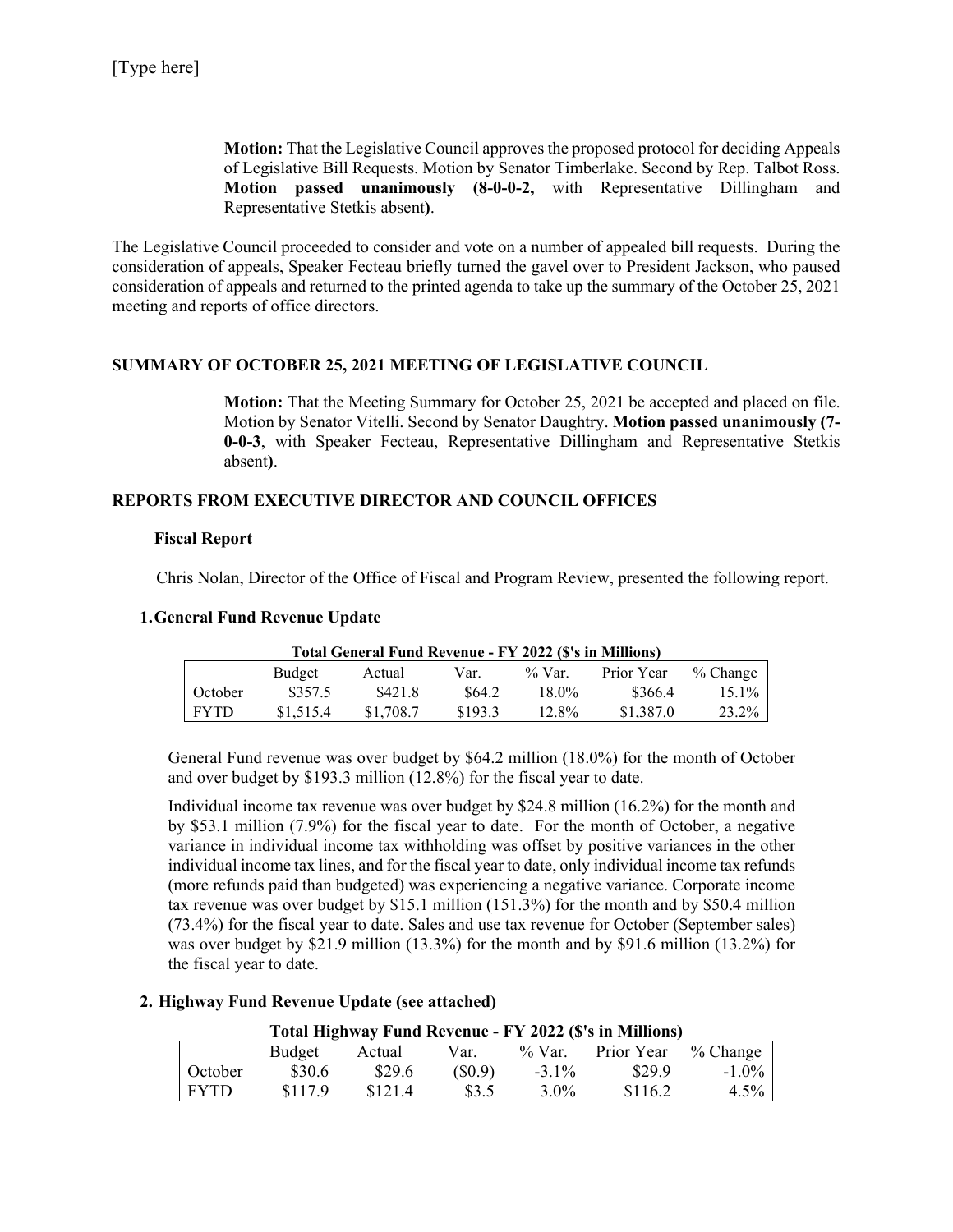**Motion:** That the Legislative Council approves the proposed protocol for deciding Appeals of Legislative Bill Requests. Motion by Senator Timberlake. Second by Rep. Talbot Ross. **Motion passed unanimously (8-0-0-2,** with Representative Dillingham and Representative Stetkis absent**)**.

The Legislative Council proceeded to consider and vote on a number of appealed bill requests. During the consideration of appeals, Speaker Fecteau briefly turned the gavel over to President Jackson, who paused consideration of appeals and returned to the printed agenda to take up the summary of the October 25, 2021 meeting and reports of office directors.

## SUMMARY OF OCTOBER 25, 2021 MEETING OF LEGISLATIVE COUNCIL

**Motion:** That the Meeting Summary for October 25, 2021 be accepted and placed on file. Motion by Senator Vitelli. Second by Senator Daughtry. **Motion passed unanimously (7-0-0-3**, with Speaker Fecteau, Representative Dillingham and Representative Stetkis absent**)**.

## REPORTS FROM EXECUTIVE DIRECTOR AND COUNCIL OFFICES

### Fiscal Report

Chris Nolan, Director of the Office of Fiscal and Program Review, presented the following report.

### 1. General Fund Revenue Update

**Total General Fund Revenue - FY 2022 ($'s in Millions)**

| | Budget | Actual | Var. | % Var. | Prior Year | % Change |
|---|---|---|---|---|---|---|
| October | $357.5 | $421.8 | $64.2 | 18.0% | $366.4 | 15.1% |
| FYTD | $1,515.4 | $1,708.7 | $193.3 | 12.8% | $1,387.0 | 23.2% |

General Fund revenue was over budget by $64.2 million (18.0%) for the month of October and over budget by $193.3 million (12.8%) for the fiscal year to date.

Individual income tax revenue was over budget by $24.8 million (16.2%) for the month and by $53.1 million (7.9%) for the fiscal year to date. For the month of October, a negative variance in individual income tax withholding was offset by positive variances in the other individual income tax lines, and for the fiscal year to date, only individual income tax refunds (more refunds paid than budgeted) was experiencing a negative variance. Corporate income tax revenue was over budget by $15.1 million (151.3%) for the month and by $50.4 million (73.4%) for the fiscal year to date. Sales and use tax revenue for October (September sales) was over budget by $21.9 million (13.3%) for the month and by $91.6 million (13.2%) for the fiscal year to date.

### 2. Highway Fund Revenue Update (see attached)

**Total Highway Fund Revenue - FY 2022 ($'s in Millions)**

| | Budget | Actual | Var. | % Var. | Prior Year | % Change |
|---|---|---|---|---|---|---|
| October | $30.6 | $29.6 | ($0.9) | -3.1% | $29.9 | -1.0% |
| FYTD | $117.9 | $121.4 | $3.5 | 3.0% | $116.2 | 4.5% |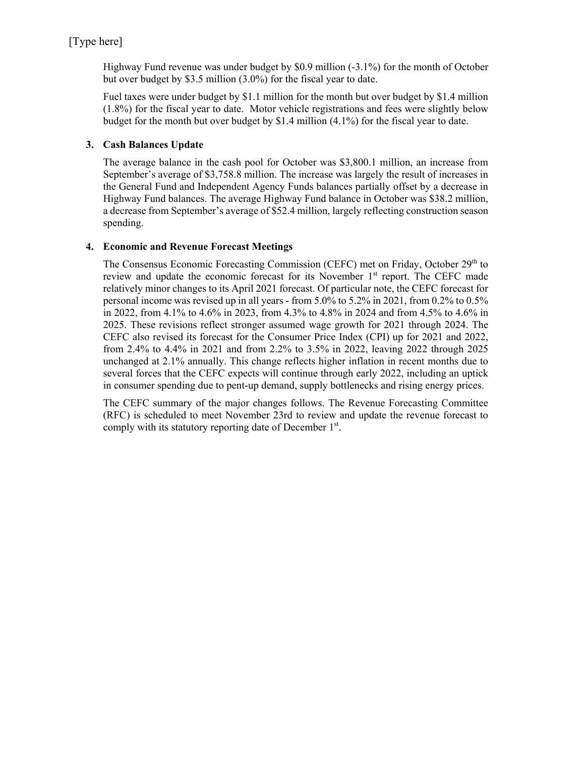Highway Fund revenue was under budget by $0.9 million (-3.1%) for the month of October but over budget by $3.5 million (3.0%) for the fiscal year to date.

Fuel taxes were under budget by $1.1 million for the month but over budget by $1.4 million (1.8%) for the fiscal year to date. Motor vehicle registrations and fees were slightly below budget for the month but over budget by $1.4 million (4.1%) for the fiscal year to date.

**3. Cash Balances Update**

The average balance in the cash pool for October was $3,800.1 million, an increase from September's average of $3,758.8 million. The increase was largely the result of increases in the General Fund and Independent Agency Funds balances partially offset by a decrease in Highway Fund balances. The average Highway Fund balance in October was $38.2 million, a decrease from September's average of $52.4 million, largely reflecting construction season spending.

**4. Economic and Revenue Forecast Meetings**

The Consensus Economic Forecasting Commission (CEFC) met on Friday, October 29th to review and update the economic forecast for its November 1st report. The CEFC made relatively minor changes to its April 2021 forecast. Of particular note, the CEFC forecast for personal income was revised up in all years - from 5.0% to 5.2% in 2021, from 0.2% to 0.5% in 2022, from 4.1% to 4.6% in 2023, from 4.3% to 4.8% in 2024 and from 4.5% to 4.6% in 2025. These revisions reflect stronger assumed wage growth for 2021 through 2024. The CEFC also revised its forecast for the Consumer Price Index (CPI) up for 2021 and 2022, from 2.4% to 4.4% in 2021 and from 2.2% to 3.5% in 2022, leaving 2022 through 2025 unchanged at 2.1% annually. This change reflects higher inflation in recent months due to several forces that the CEFC expects will continue through early 2022, including an uptick in consumer spending due to pent-up demand, supply bottlenecks and rising energy prices.

The CEFC summary of the major changes follows. The Revenue Forecasting Committee (RFC) is scheduled to meet November 23rd to review and update the revenue forecast to comply with its statutory reporting date of December 1st.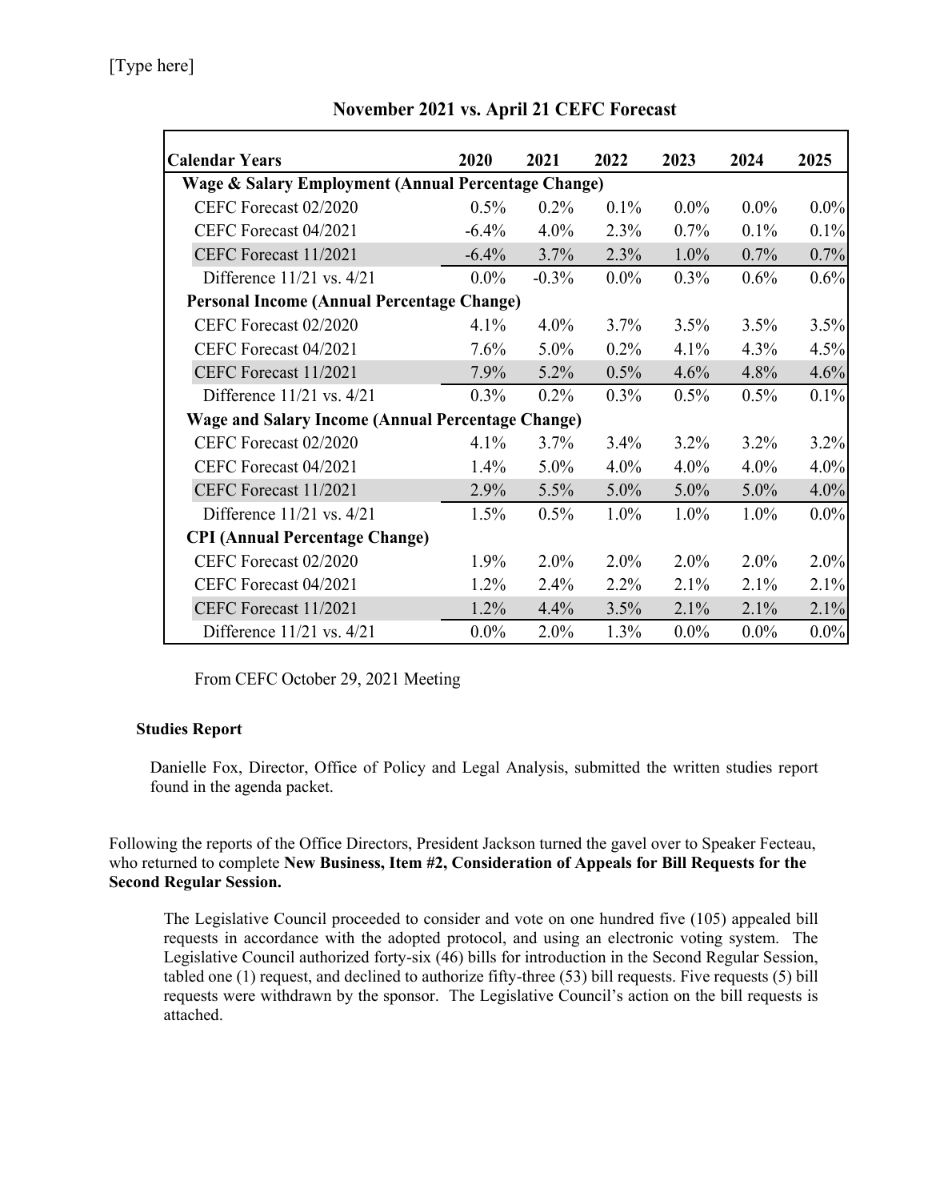[Type here]

**November 2021 vs. April 21 CEFC Forecast**

| Calendar Years | 2020 | 2021 | 2022 | 2023 | 2024 | 2025 |
|---|---|---|---|---|---|---|
| **Wage & Salary Employment (Annual Percentage Change)** | | | | | | |
| CEFC Forecast 02/2020 | 0.5% | 0.2% | 0.1% | 0.0% | 0.0% | 0.0% |
| CEFC Forecast 04/2021 | -6.4% | 4.0% | 2.3% | 0.7% | 0.1% | 0.1% |
| CEFC Forecast 11/2021 | -6.4% | 3.7% | 2.3% | 1.0% | 0.7% | 0.7% |
| Difference 11/21 vs. 4/21 | 0.0% | -0.3% | 0.0% | 0.3% | 0.6% | 0.6% |
| **Personal Income (Annual Percentage Change)** | | | | | | |
| CEFC Forecast 02/2020 | 4.1% | 4.0% | 3.7% | 3.5% | 3.5% | 3.5% |
| CEFC Forecast 04/2021 | 7.6% | 5.0% | 0.2% | 4.1% | 4.3% | 4.5% |
| CEFC Forecast 11/2021 | 7.9% | 5.2% | 0.5% | 4.6% | 4.8% | 4.6% |
| Difference 11/21 vs. 4/21 | 0.3% | 0.2% | 0.3% | 0.5% | 0.5% | 0.1% |
| **Wage and Salary Income (Annual Percentage Change)** | | | | | | |
| CEFC Forecast 02/2020 | 4.1% | 3.7% | 3.4% | 3.2% | 3.2% | 3.2% |
| CEFC Forecast 04/2021 | 1.4% | 5.0% | 4.0% | 4.0% | 4.0% | 4.0% |
| CEFC Forecast 11/2021 | 2.9% | 5.5% | 5.0% | 5.0% | 5.0% | 4.0% |
| Difference 11/21 vs. 4/21 | 1.5% | 0.5% | 1.0% | 1.0% | 1.0% | 0.0% |
| **CPI (Annual Percentage Change)** | | | | | | |
| CEFC Forecast 02/2020 | 1.9% | 2.0% | 2.0% | 2.0% | 2.0% | 2.0% |
| CEFC Forecast 04/2021 | 1.2% | 2.4% | 2.2% | 2.1% | 2.1% | 2.1% |
| CEFC Forecast 11/2021 | 1.2% | 4.4% | 3.5% | 2.1% | 2.1% | 2.1% |
| Difference 11/21 vs. 4/21 | 0.0% | 2.0% | 1.3% | 0.0% | 0.0% | 0.0% |

From CEFC October 29, 2021 Meeting

**Studies Report**

Danielle Fox, Director, Office of Policy and Legal Analysis, submitted the written studies report found in the agenda packet.

Following the reports of the Office Directors, President Jackson turned the gavel over to Speaker Fecteau, who returned to complete **New Business, Item #2, Consideration of Appeals for Bill Requests for the Second Regular Session.**

The Legislative Council proceeded to consider and vote on one hundred five (105) appealed bill requests in accordance with the adopted protocol, and using an electronic voting system. The Legislative Council authorized forty-six (46) bills for introduction in the Second Regular Session, tabled one (1) request, and declined to authorize fifty-three (53) bill requests. Five requests (5) bill requests were withdrawn by the sponsor. The Legislative Council's action on the bill requests is attached.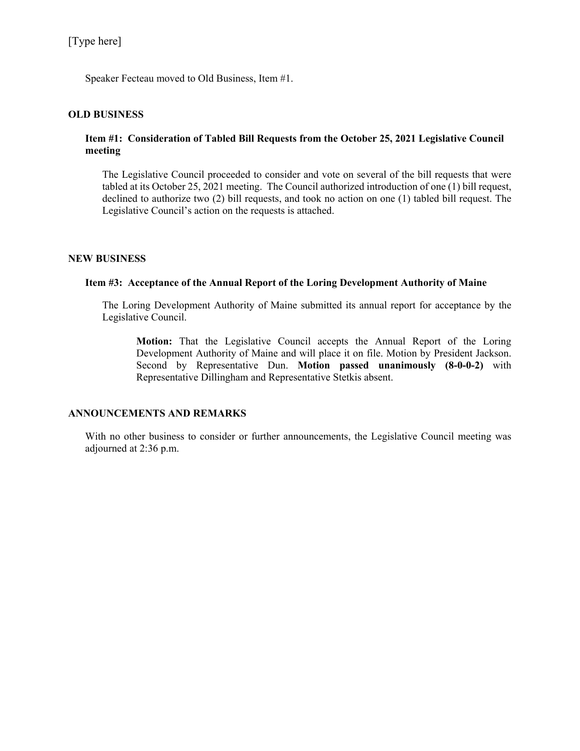Speaker Fecteau moved to Old Business, Item #1.

## OLD BUSINESS

### Item #1: Consideration of Tabled Bill Requests from the October 25, 2021 Legislative Council meeting

The Legislative Council proceeded to consider and vote on several of the bill requests that were tabled at its October 25, 2021 meeting. The Council authorized introduction of one (1) bill request, declined to authorize two (2) bill requests, and took no action on one (1) tabled bill request. The Legislative Council's action on the requests is attached.

## NEW BUSINESS

### Item #3: Acceptance of the Annual Report of the Loring Development Authority of Maine

The Loring Development Authority of Maine submitted its annual report for acceptance by the Legislative Council.

> **Motion:** That the Legislative Council accepts the Annual Report of the Loring Development Authority of Maine and will place it on file. Motion by President Jackson. Second by Representative Dun. **Motion passed unanimously (8-0-0-2)** with Representative Dillingham and Representative Stetkis absent.

## ANNOUNCEMENTS AND REMARKS

With no other business to consider or further announcements, the Legislative Council meeting was adjourned at 2:36 p.m.